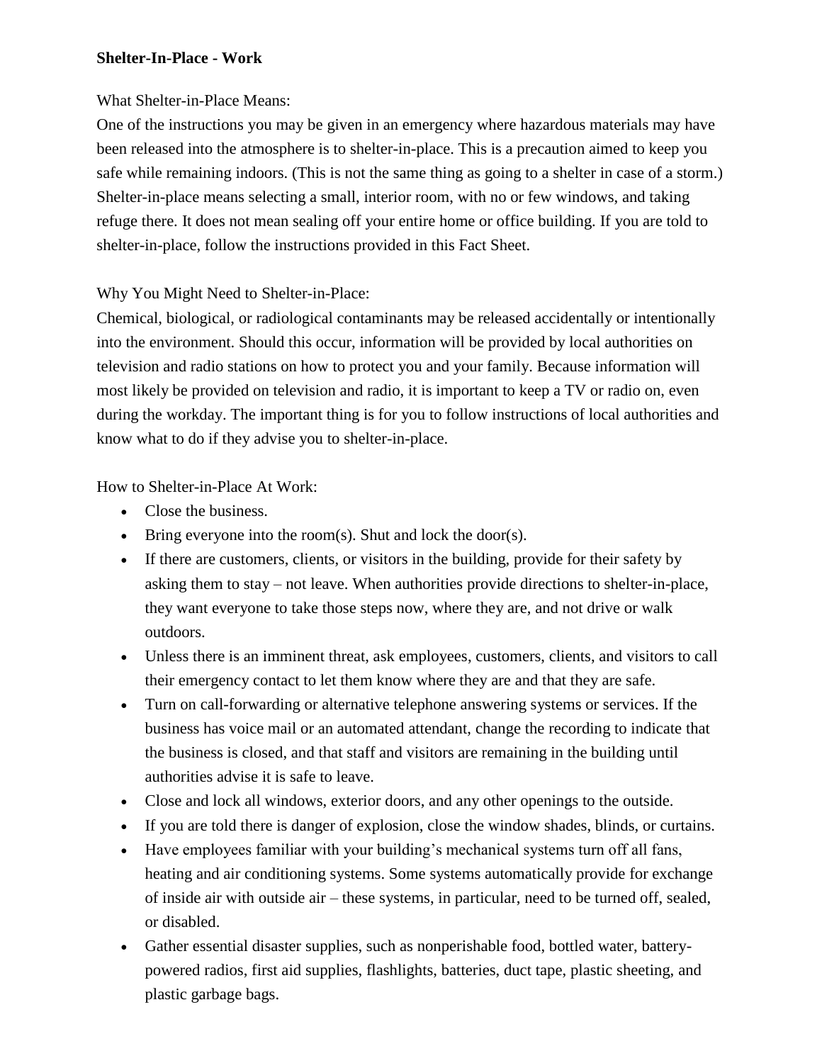**Shelter-In-Place - Work**

What Shelter-in-Place Means:
One of the instructions you may be given in an emergency where hazardous materials may have been released into the atmosphere is to shelter-in-place. This is a precaution aimed to keep you safe while remaining indoors. (This is not the same thing as going to a shelter in case of a storm.) Shelter-in-place means selecting a small, interior room, with no or few windows, and taking refuge there. It does not mean sealing off your entire home or office building. If you are told to shelter-in-place, follow the instructions provided in this Fact Sheet.

Why You Might Need to Shelter-in-Place:
Chemical, biological, or radiological contaminants may be released accidentally or intentionally into the environment. Should this occur, information will be provided by local authorities on television and radio stations on how to protect you and your family. Because information will most likely be provided on television and radio, it is important to keep a TV or radio on, even during the workday. The important thing is for you to follow instructions of local authorities and know what to do if they advise you to shelter-in-place.

How to Shelter-in-Place At Work:

- Close the business.
- Bring everyone into the room(s). Shut and lock the door(s).
- If there are customers, clients, or visitors in the building, provide for their safety by asking them to stay – not leave. When authorities provide directions to shelter-in-place, they want everyone to take those steps now, where they are, and not drive or walk outdoors.
- Unless there is an imminent threat, ask employees, customers, clients, and visitors to call their emergency contact to let them know where they are and that they are safe.
- Turn on call-forwarding or alternative telephone answering systems or services. If the business has voice mail or an automated attendant, change the recording to indicate that the business is closed, and that staff and visitors are remaining in the building until authorities advise it is safe to leave.
- Close and lock all windows, exterior doors, and any other openings to the outside.
- If you are told there is danger of explosion, close the window shades, blinds, or curtains.
- Have employees familiar with your building's mechanical systems turn off all fans, heating and air conditioning systems. Some systems automatically provide for exchange of inside air with outside air – these systems, in particular, need to be turned off, sealed, or disabled.
- Gather essential disaster supplies, such as nonperishable food, bottled water, battery-powered radios, first aid supplies, flashlights, batteries, duct tape, plastic sheeting, and plastic garbage bags.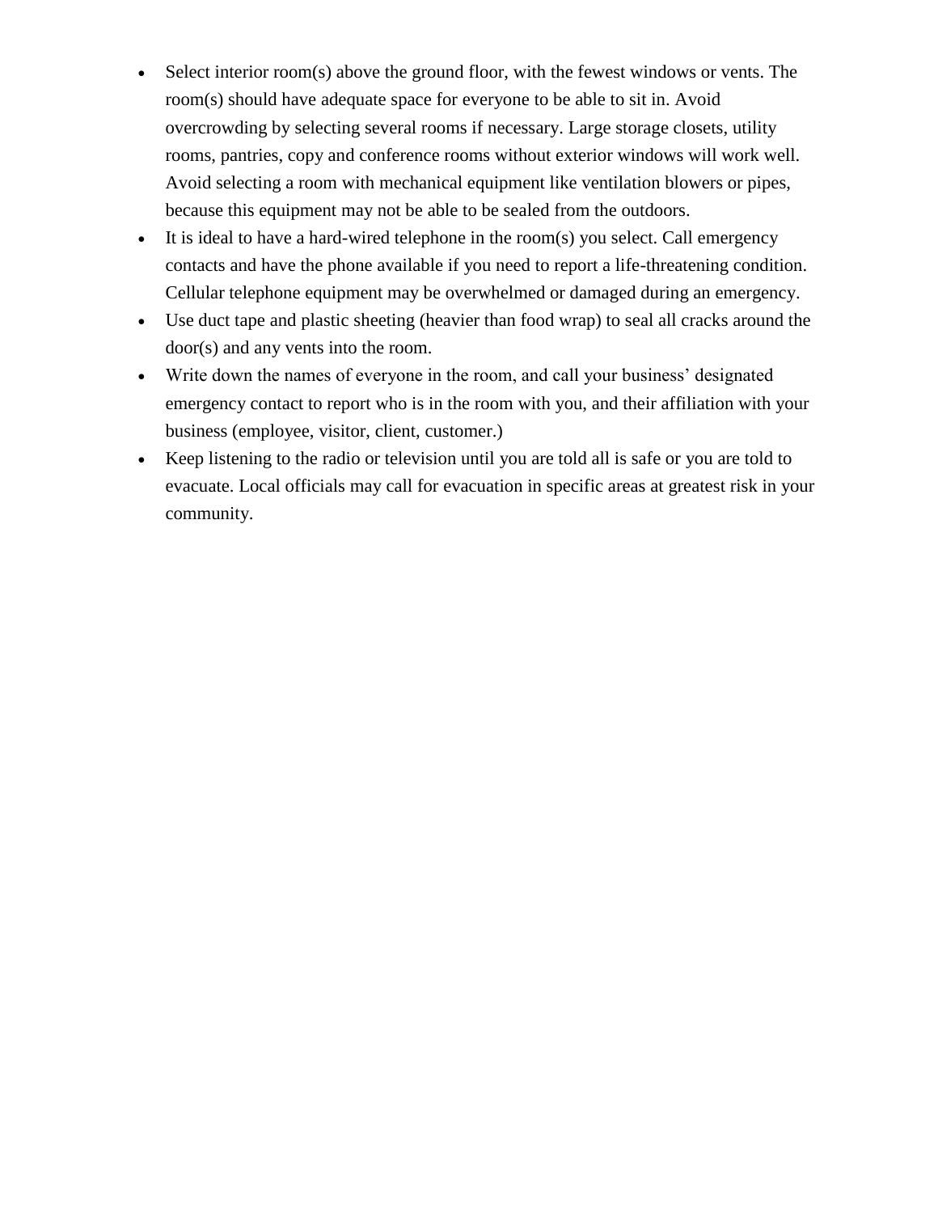- Select interior room(s) above the ground floor, with the fewest windows or vents. The room(s) should have adequate space for everyone to be able to sit in. Avoid overcrowding by selecting several rooms if necessary. Large storage closets, utility rooms, pantries, copy and conference rooms without exterior windows will work well. Avoid selecting a room with mechanical equipment like ventilation blowers or pipes, because this equipment may not be able to be sealed from the outdoors.
- It is ideal to have a hard-wired telephone in the room(s) you select. Call emergency contacts and have the phone available if you need to report a life-threatening condition. Cellular telephone equipment may be overwhelmed or damaged during an emergency.
- Use duct tape and plastic sheeting (heavier than food wrap) to seal all cracks around the door(s) and any vents into the room.
- Write down the names of everyone in the room, and call your business' designated emergency contact to report who is in the room with you, and their affiliation with your business (employee, visitor, client, customer.)
- Keep listening to the radio or television until you are told all is safe or you are told to evacuate. Local officials may call for evacuation in specific areas at greatest risk in your community.